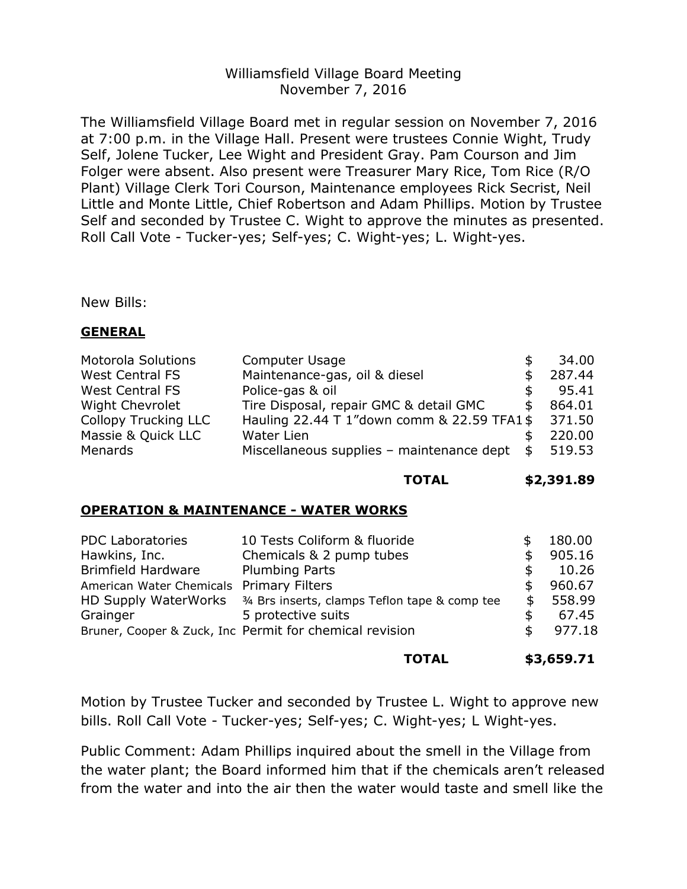Williamsfield Village Board Meeting
November 7, 2016

The Williamsfield Village Board met in regular session on November 7, 2016 at 7:00 p.m. in the Village Hall. Present were trustees Connie Wight, Trudy Self, Jolene Tucker, Lee Wight and President Gray. Pam Courson and Jim Folger were absent. Also present were Treasurer Mary Rice, Tom Rice (R/O Plant) Village Clerk Tori Courson, Maintenance employees Rick Secrist, Neil Little and Monte Little, Chief Robertson and Adam Phillips. Motion by Trustee Self and seconded by Trustee C. Wight to approve the minutes as presented. Roll Call Vote - Tucker-yes; Self-yes; C. Wight-yes; L. Wight-yes.

New Bills:

**GENERAL**

| | | |
|---|---|---|
| Motorola Solutions | Computer Usage | $ 34.00 |
| West Central FS | Maintenance-gas, oil & diesel | $ 287.44 |
| West Central FS | Police-gas & oil | $ 95.41 |
| Wight Chevrolet | Tire Disposal, repair GMC & detail GMC | $ 864.01 |
| Collopy Trucking LLC | Hauling 22.44 T 1"down comm & 22.59 TFA1 | $ 371.50 |
| Massie & Quick LLC | Water Lien | $ 220.00 |
| Menards | Miscellaneous supplies – maintenance dept | $ 519.53 |
| | **TOTAL** | **$2,391.89** |

**OPERATION & MAINTENANCE - WATER WORKS**

| | | |
|---|---|---|
| PDC Laboratories | 10 Tests Coliform & fluoride | $ 180.00 |
| Hawkins, Inc. | Chemicals & 2 pump tubes | $ 905.16 |
| Brimfield Hardware | Plumbing Parts | $ 10.26 |
| American Water Chemicals | Primary Filters | $ 960.67 |
| HD Supply WaterWorks | ¾ Brs inserts, clamps Teflon tape & comp tee | $ 558.99 |
| Grainger | 5 protective suits | $ 67.45 |
| Bruner, Cooper & Zuck, Inc | Permit for chemical revision | $ 977.18 |
| | **TOTAL** | **$3,659.71** |

Motion by Trustee Tucker and seconded by Trustee L. Wight to approve new bills. Roll Call Vote - Tucker-yes; Self-yes; C. Wight-yes; L Wight-yes.

Public Comment: Adam Phillips inquired about the smell in the Village from the water plant; the Board informed him that if the chemicals aren't released from the water and into the air then the water would taste and smell like the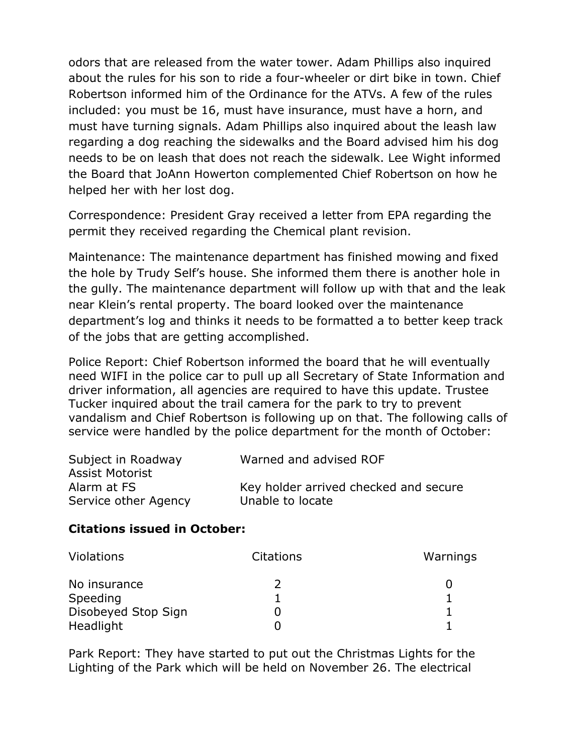odors that are released from the water tower. Adam Phillips also inquired about the rules for his son to ride a four-wheeler or dirt bike in town. Chief Robertson informed him of the Ordinance for the ATVs. A few of the rules included: you must be 16, must have insurance, must have a horn, and must have turning signals. Adam Phillips also inquired about the leash law regarding a dog reaching the sidewalks and the Board advised him his dog needs to be on leash that does not reach the sidewalk. Lee Wight informed the Board that JoAnn Howerton complemented Chief Robertson on how he helped her with her lost dog.

Correspondence: President Gray received a letter from EPA regarding the permit they received regarding the Chemical plant revision.

Maintenance: The maintenance department has finished mowing and fixed the hole by Trudy Self's house. She informed them there is another hole in the gully. The maintenance department will follow up with that and the leak near Klein's rental property. The board looked over the maintenance department's log and thinks it needs to be formatted a to better keep track of the jobs that are getting accomplished.

Police Report: Chief Robertson informed the board that he will eventually need WIFI in the police car to pull up all Secretary of State Information and driver information, all agencies are required to have this update. Trustee Tucker inquired about the trail camera for the park to try to prevent vandalism and Chief Robertson is following up on that. The following calls of service were handled by the police department for the month of October:

| | |
|---|---|
| Subject in Roadway | Warned and advised ROF |
| Assist Motorist | |
| Alarm at FS | Key holder arrived checked and secure |
| Service other Agency | Unable to locate |

**Citations issued in October:**

| Violations | Citations | Warnings |
|---|---|---|
| No insurance | 2 | 0 |
| Speeding | 1 | 1 |
| Disobeyed Stop Sign | 0 | 1 |
| Headlight | 0 | 1 |

Park Report: They have started to put out the Christmas Lights for the Lighting of the Park which will be held on November 26. The electrical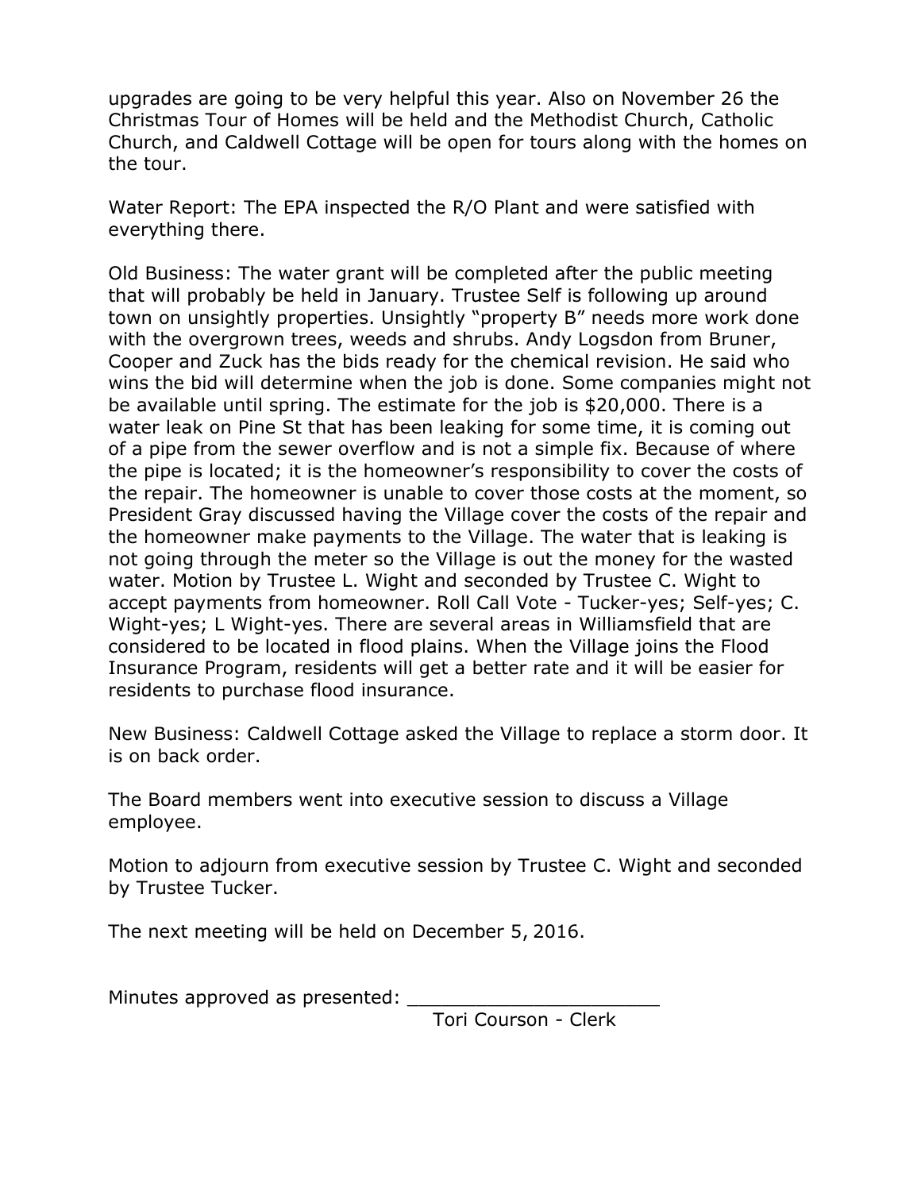upgrades are going to be very helpful this year. Also on November 26 the Christmas Tour of Homes will be held and the Methodist Church, Catholic Church, and Caldwell Cottage will be open for tours along with the homes on the tour.

Water Report: The EPA inspected the R/O Plant and were satisfied with everything there.

Old Business: The water grant will be completed after the public meeting that will probably be held in January. Trustee Self is following up around town on unsightly properties. Unsightly "property B" needs more work done with the overgrown trees, weeds and shrubs. Andy Logsdon from Bruner, Cooper and Zuck has the bids ready for the chemical revision. He said who wins the bid will determine when the job is done. Some companies might not be available until spring. The estimate for the job is $20,000. There is a water leak on Pine St that has been leaking for some time, it is coming out of a pipe from the sewer overflow and is not a simple fix. Because of where the pipe is located; it is the homeowner's responsibility to cover the costs of the repair. The homeowner is unable to cover those costs at the moment, so President Gray discussed having the Village cover the costs of the repair and the homeowner make payments to the Village. The water that is leaking is not going through the meter so the Village is out the money for the wasted water. Motion by Trustee L. Wight and seconded by Trustee C. Wight to accept payments from homeowner. Roll Call Vote - Tucker-yes; Self-yes; C. Wight-yes; L Wight-yes. There are several areas in Williamsfield that are considered to be located in flood plains. When the Village joins the Flood Insurance Program, residents will get a better rate and it will be easier for residents to purchase flood insurance.

New Business: Caldwell Cottage asked the Village to replace a storm door. It is on back order.

The Board members went into executive session to discuss a Village employee.

Motion to adjourn from executive session by Trustee C. Wight and seconded by Trustee Tucker.

The next meeting will be held on December 5, 2016.

Minutes approved as presented: ______________________

Tori Courson - Clerk